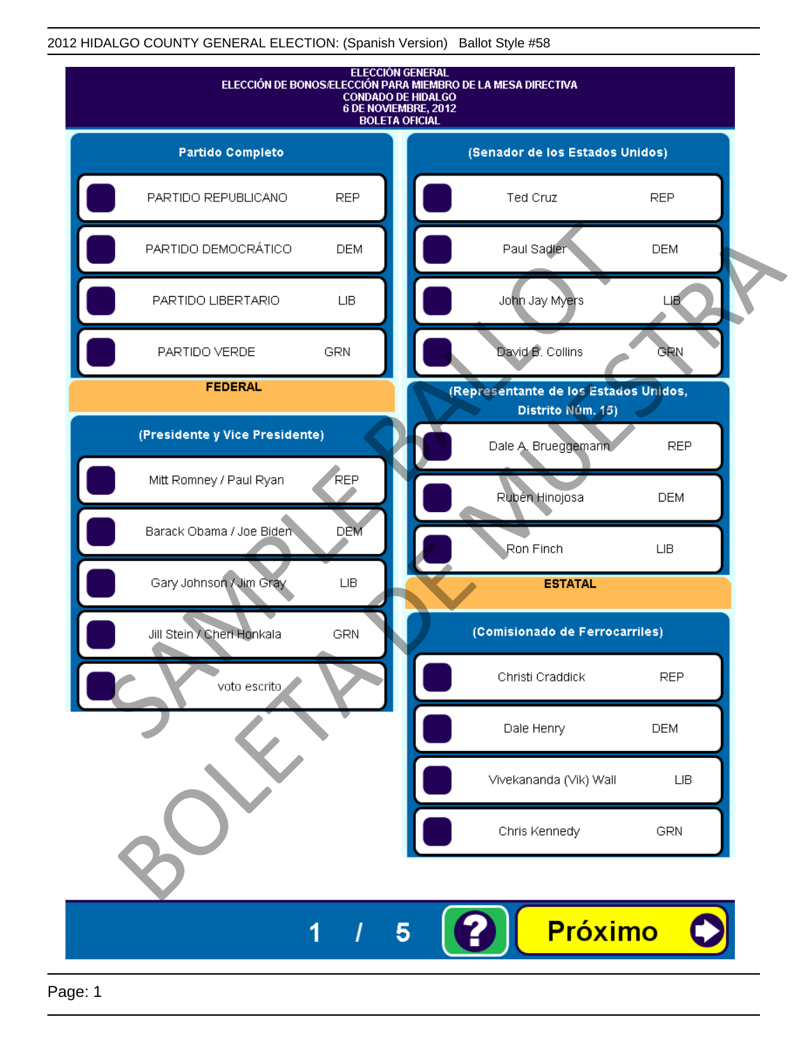2012 HIDALGO COUNTY GENERAL ELECTION: (Spanish Version) Ballot Style #58

# ELECCIÓN GENERAL
## ELECCIÓN DE BONOS/ELECCIÓN PARA MIEMBRO DE LA MESA DIRECTIVA
## CONDADO DE HIDALGO
## 6 DE NOVIEMBRE, 2012
## BOLETA OFICIAL

### Partido Completo

| | |
|---|---|
| PARTIDO REPUBLICANO | REP |
| PARTIDO DEMOCRÁTICO | DEM |
| PARTIDO LIBERTARIO | LIB |
| PARTIDO VERDE | GRN |

### FEDERAL

#### (Presidente y Vice Presidente)

| | |
|---|---|
| Mitt Romney / Paul Ryan | REP |
| Barack Obama / Joe Biden | DEM |
| Gary Johnson / Jim Gray | LIB |
| Jill Stein / Cheri Honkala | GRN |
| voto escrito | |

#### (Senador de los Estados Unidos)

| | |
|---|---|
| Ted Cruz | REP |
| Paul Sadler | DEM |
| John Jay Myers | LIB |
| David B. Collins | GRN |

#### (Representante de los Estados Unidos, Distrito Núm. 15)

| | |
|---|---|
| Dale A. Brueggemann | REP |
| Rubén Hinojosa | DEM |
| Ron Finch | LIB |

### ESTATAL

#### (Comisionado de Ferrocarriles)

| | |
|---|---|
| Christi Craddick | REP |
| Dale Henry | DEM |
| Vivekananda (Vik) Wall | LIB |
| Chris Kennedy | GRN |

SAMPLE BALLOT
BOLETA DE MUESTRA

1 / 5

?

Próximo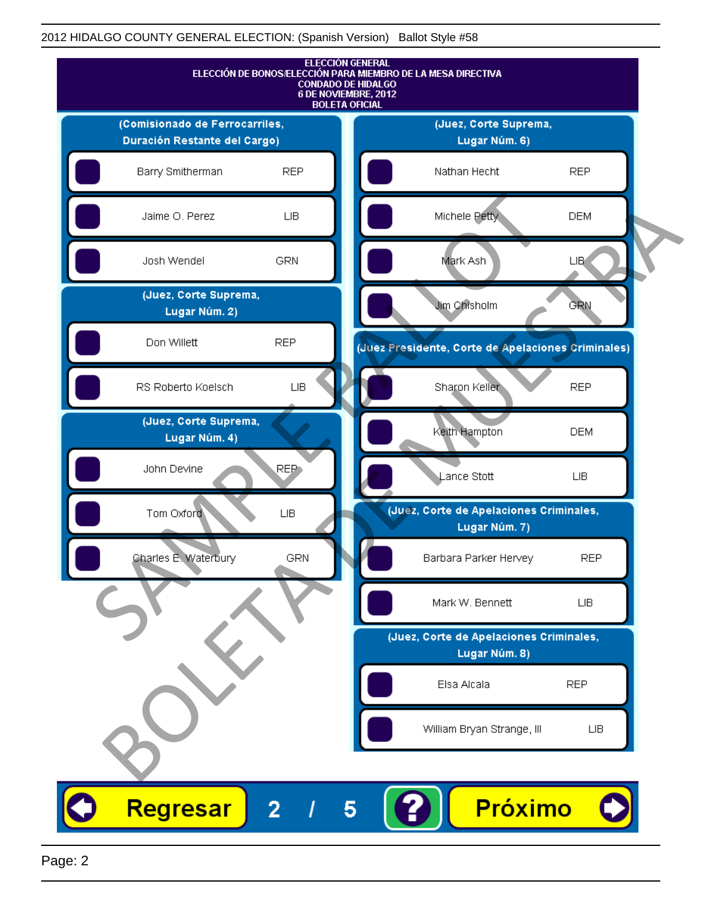2012 HIDALGO COUNTY GENERAL ELECTION: (Spanish Version) Ballot Style #58

# ELECCIÓN GENERAL
## ELECCIÓN DE BONOS/ELECCIÓN PARA MIEMBRO DE LA MESA DIRECTIVA
## CONDADO DE HIDALGO
## 6 DE NOVIEMBRE, 2012
## BOLETA OFICIAL

### (Comisionado de Ferrocarriles, Duración Restante del Cargo)

| Candidato | Partido |
| --- | --- |
| Barry Smitherman | REP |
| Jaime O. Perez | LIB |
| Josh Wendel | GRN |

### (Juez, Corte Suprema, Lugar Núm. 2)

| Candidato | Partido |
| --- | --- |
| Don Willett | REP |
| RS Roberto Koelsch | LIB |

### (Juez, Corte Suprema, Lugar Núm. 4)

| Candidato | Partido |
| --- | --- |
| John Devine | REP |
| Tom Oxford | LIB |
| Charles E. Waterbury | GRN |

### (Juez, Corte Suprema, Lugar Núm. 6)

| Candidato | Partido |
| --- | --- |
| Nathan Hecht | REP |
| Michele Petty | DEM |
| Mark Ash | LIB |
| Jim Chisholm | GRN |

### (Juez Presidente, Corte de Apelaciones Criminales)

| Candidato | Partido |
| --- | --- |
| Sharon Keller | REP |
| Keith Hampton | DEM |
| Lance Stott | LIB |

### (Juez, Corte de Apelaciones Criminales, Lugar Núm. 7)

| Candidato | Partido |
| --- | --- |
| Barbara Parker Hervey | REP |
| Mark W. Bennett | LIB |

### (Juez, Corte de Apelaciones Criminales, Lugar Núm. 8)

| Candidato | Partido |
| --- | --- |
| Elsa Alcala | REP |
| William Bryan Strange, III | LIB |

SAMPLE BALLOT
BOLETA DE MUESTRA

Regresar 2 / 5 ? Próximo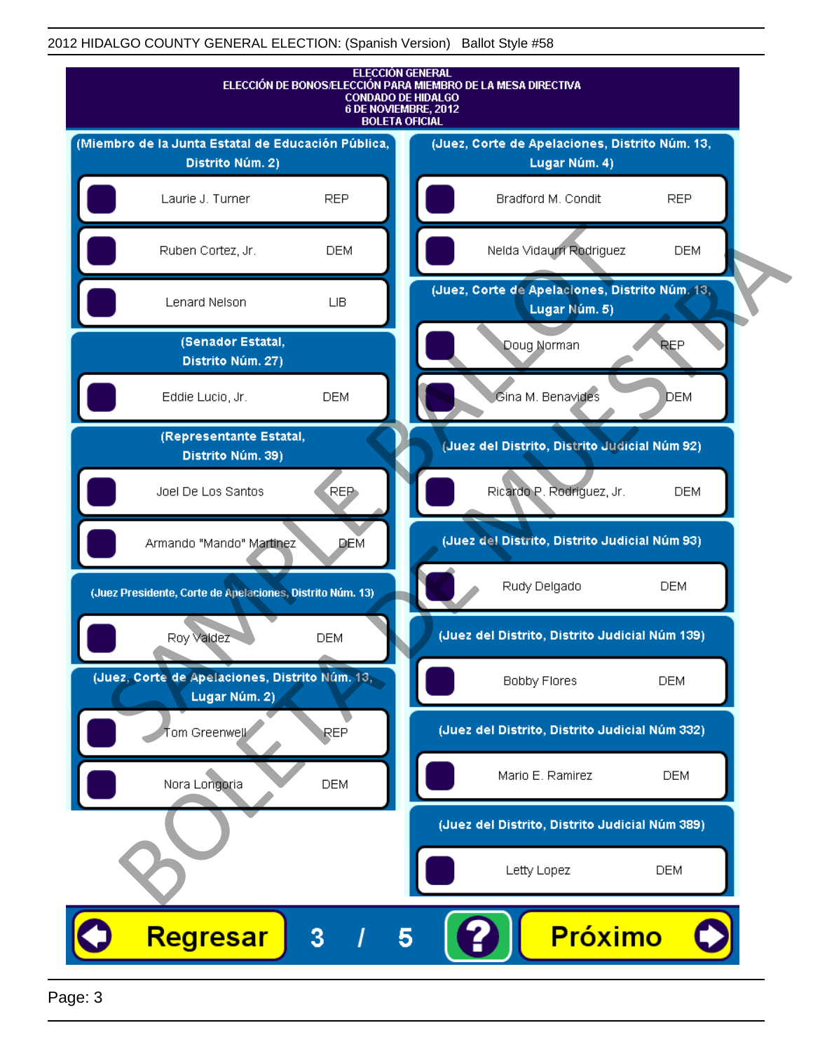2012 HIDALGO COUNTY GENERAL ELECTION: (Spanish Version)   Ballot Style #58

**ELECCIÓN GENERAL**
**ELECCIÓN DE BONOS/ELECCIÓN PARA MIEMBRO DE LA MESA DIRECTIVA**
**CONDADO DE HIDALGO**
**6 DE NOVIEMBRE, 2012**
**BOLETA OFICIAL**

**(Miembro de la Junta Estatal de Educación Pública, Distrito Núm. 2)**

| Candidato | Partido |
|---|---|
| Laurie J. Turner | REP |
| Ruben Cortez, Jr. | DEM |
| Lenard Nelson | LIB |

**(Senador Estatal, Distrito Núm. 27)**

| Candidato | Partido |
|---|---|
| Eddie Lucio, Jr. | DEM |

**(Representante Estatal, Distrito Núm. 39)**

| Candidato | Partido |
|---|---|
| Joel De Los Santos | REP |
| Armando "Mando" Martinez | DEM |

**(Juez Presidente, Corte de Apelaciones, Distrito Núm. 13)**

| Candidato | Partido |
|---|---|
| Roy Valdez | DEM |

**(Juez, Corte de Apelaciones, Distrito Núm. 13, Lugar Núm. 2)**

| Candidato | Partido |
|---|---|
| Tom Greenwell | REP |
| Nora Longoria | DEM |

**(Juez, Corte de Apelaciones, Distrito Núm. 13, Lugar Núm. 4)**

| Candidato | Partido |
|---|---|
| Bradford M. Condit | REP |
| Nelda Vidaurri Rodriguez | DEM |

**(Juez, Corte de Apelaciones, Distrito Núm. 13, Lugar Núm. 5)**

| Candidato | Partido |
|---|---|
| Doug Norman | REP |
| Gina M. Benavides | DEM |

**(Juez del Distrito, Distrito Judicial Núm 92)**

| Candidato | Partido |
|---|---|
| Ricardo P. Rodriguez, Jr. | DEM |

**(Juez del Distrito, Distrito Judicial Núm 93)**

| Candidato | Partido |
|---|---|
| Rudy Delgado | DEM |

**(Juez del Distrito, Distrito Judicial Núm 139)**

| Candidato | Partido |
|---|---|
| Bobby Flores | DEM |

**(Juez del Distrito, Distrito Judicial Núm 332)**

| Candidato | Partido |
|---|---|
| Mario E. Ramirez | DEM |

**(Juez del Distrito, Distrito Judicial Núm 389)**

| Candidato | Partido |
|---|---|
| Letty Lopez | DEM |

Regresar   3 / 5   ?   Próximo

SAMPLE BALLOT
BOLETA DE MUESTRA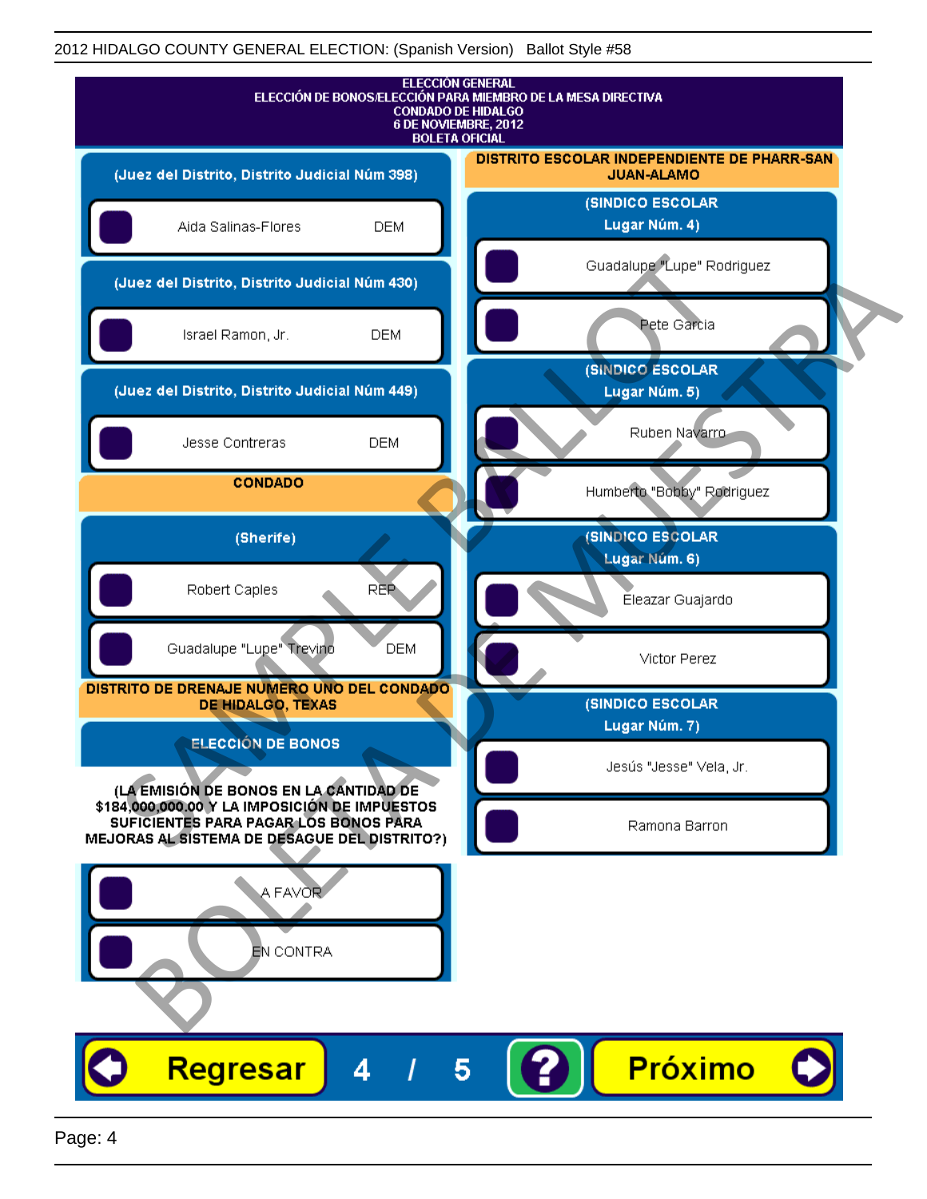2012 HIDALGO COUNTY GENERAL ELECTION: (Spanish Version) Ballot Style #58

# ELECCIÓN GENERAL
## ELECCIÓN DE BONOS/ELECCIÓN PARA MIEMBRO DE LA MESA DIRECTIVA
### CONDADO DE HIDALGO
### 6 DE NOVIEMBRE, 2012
### BOLETA OFICIAL

**(Juez del Distrito, Distrito Judicial Núm 398)**

- Aida Salinas-Flores DEM

**(Juez del Distrito, Distrito Judicial Núm 430)**

- Israel Ramon, Jr. DEM

**(Juez del Distrito, Distrito Judicial Núm 449)**

- Jesse Contreras DEM

**CONDADO**

**(Sherife)**

- Robert Caples REP
- Guadalupe "Lupe" Trevino DEM

**DISTRITO DE DRENAJE NUMERO UNO DEL CONDADO DE HIDALGO, TEXAS**

**ELECCIÓN DE BONOS**

**(LA EMISIÓN DE BONOS EN LA CANTIDAD DE $184,000,000.00 Y LA IMPOSICIÓN DE IMPUESTOS SUFICIENTES PARA PAGAR LOS BONOS PARA MEJORAS AL SISTEMA DE DESAGUE DEL DISTRITO?)**

- A FAVOR
- EN CONTRA

**DISTRITO ESCOLAR INDEPENDIENTE DE PHARR-SAN JUAN-ALAMO**

**(SINDICO ESCOLAR Lugar Núm. 4)**

- Guadalupe "Lupe" Rodriguez
- Pete Garcia

**(SINDICO ESCOLAR Lugar Núm. 5)**

- Ruben Navarro
- Humberto "Bobby" Rodriguez

**(SINDICO ESCOLAR Lugar Núm. 6)**

- Eleazar Guajardo
- Victor Perez

**(SINDICO ESCOLAR Lugar Núm. 7)**

- Jesús "Jesse" Vela, Jr.
- Ramona Barron

SAMPLE BALLOT / BOLETA DE MUESTRA

Regresar 4 / 5 ? Próximo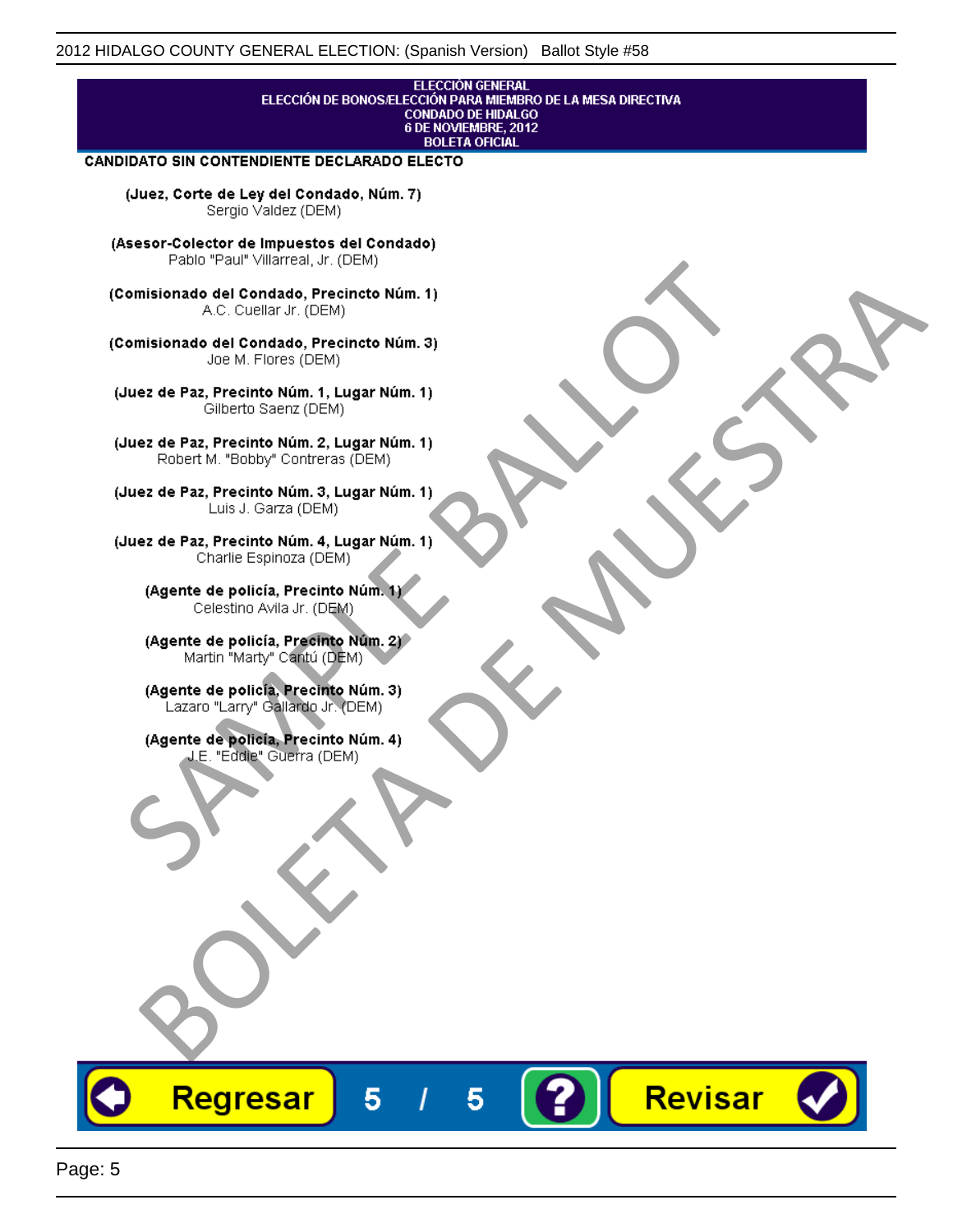ELECCIÓN GENERAL
ELECCIÓN DE BONOS/ELECCIÓN PARA MIEMBRO DE LA MESA DIRECTIVA
CONDADO DE HIDALGO
6 DE NOVIEMBRE, 2012
BOLETA OFICIAL

**CANDIDATO SIN CONTENDIENTE DECLARADO ELECTO**

**(Juez, Corte de Ley del Condado, Núm. 7)**
Sergio Valdez (DEM)

**(Asesor-Colector de Impuestos del Condado)**
Pablo "Paul" Villarreal, Jr. (DEM)

**(Comisionado del Condado, Precincto Núm. 1)**
A.C. Cuellar Jr. (DEM)

**(Comisionado del Condado, Precincto Núm. 3)**
Joe M. Flores (DEM)

**(Juez de Paz, Precinto Núm. 1, Lugar Núm. 1)**
Gilberto Saenz (DEM)

**(Juez de Paz, Precinto Núm. 2, Lugar Núm. 1)**
Robert M. "Bobby" Contreras (DEM)

**(Juez de Paz, Precinto Núm. 3, Lugar Núm. 1)**
Luis J. Garza (DEM)

**(Juez de Paz, Precinto Núm. 4, Lugar Núm. 1)**
Charlie Espinoza (DEM)

**(Agente de policía, Precinto Núm. 1)**
Celestino Avila Jr. (DEM)

**(Agente de policía, Precinto Núm. 2)**
Martin "Marty" Cantú (DEM)

**(Agente de policía, Precinto Núm. 3)**
Lazaro "Larry" Gallardo Jr. (DEM)

**(Agente de policía, Precinto Núm. 4)**
J.E. "Eddie" Guerra (DEM)

SAMPLE BALLOT
BOLETA DE MUESTRA

Regresar 5 / 5 ? Revisar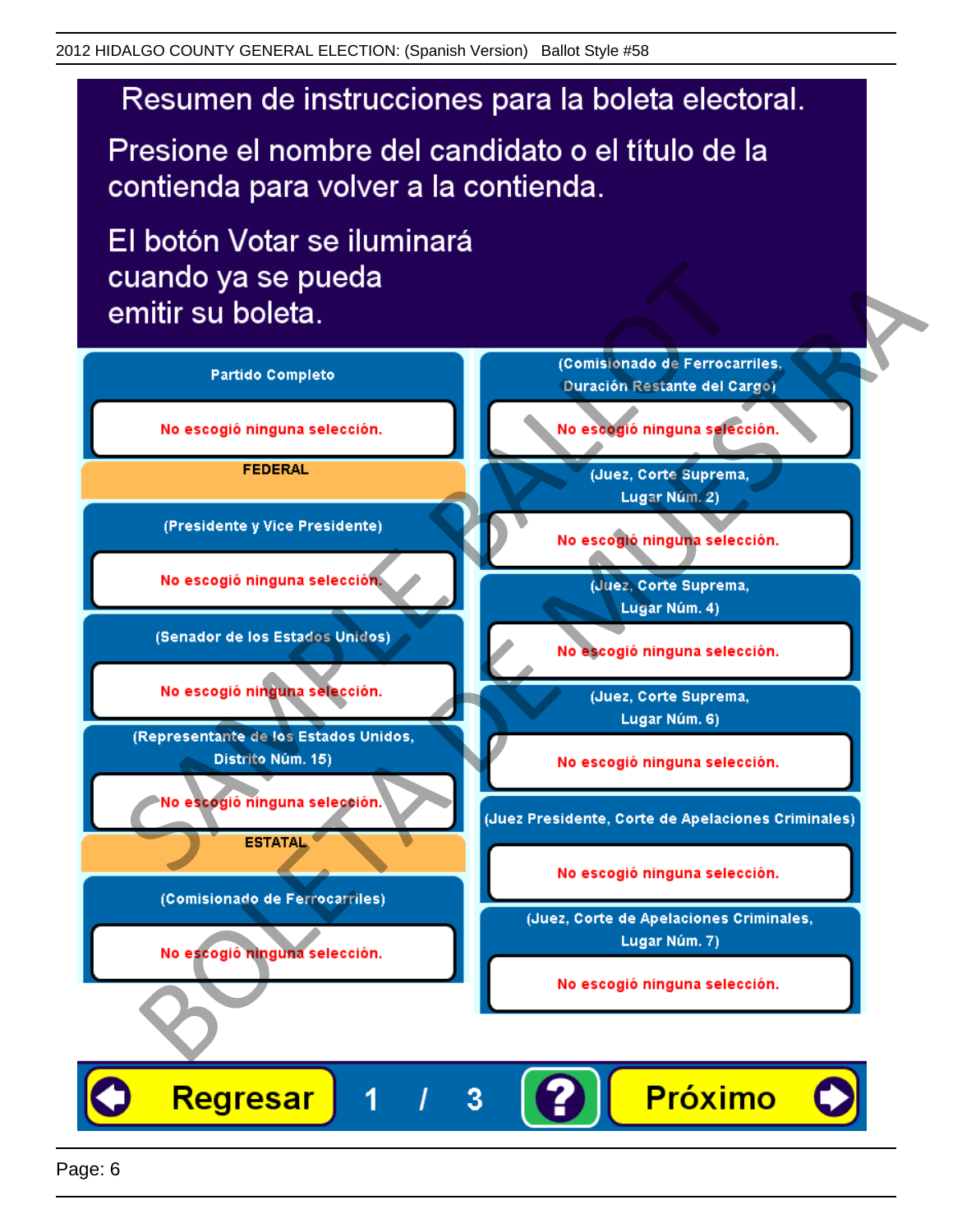# Resumen de instrucciones para la boleta electoral.

Presione el nombre del candidato o el título de la contienda para volver a la contienda.

El botón Votar se iluminará cuando ya se pueda emitir su boleta.

**Partido Completo**

No escogió ninguna selección.

**FEDERAL**

**(Presidente y Vice Presidente)**

No escogió ninguna selección.

**(Senador de los Estados Unidos)**

No escogió ninguna selección.

**(Representante de los Estados Unidos, Distrito Núm. 15)**

No escogió ninguna selección.

**ESTATAL**

**(Comisionado de Ferrocarriles)**

No escogió ninguna selección.

**(Comisionado de Ferrocarriles, Duración Restante del Cargo)**

No escogió ninguna selección.

**(Juez, Corte Suprema, Lugar Núm. 2)**

No escogió ninguna selección.

**(Juez, Corte Suprema, Lugar Núm. 4)**

No escogió ninguna selección.

**(Juez, Corte Suprema, Lugar Núm. 6)**

No escogió ninguna selección.

**(Juez Presidente, Corte de Apelaciones Criminales)**

No escogió ninguna selección.

**(Juez, Corte de Apelaciones Criminales, Lugar Núm. 7)**

No escogió ninguna selección.

Regresar 1 / 3 ? Próximo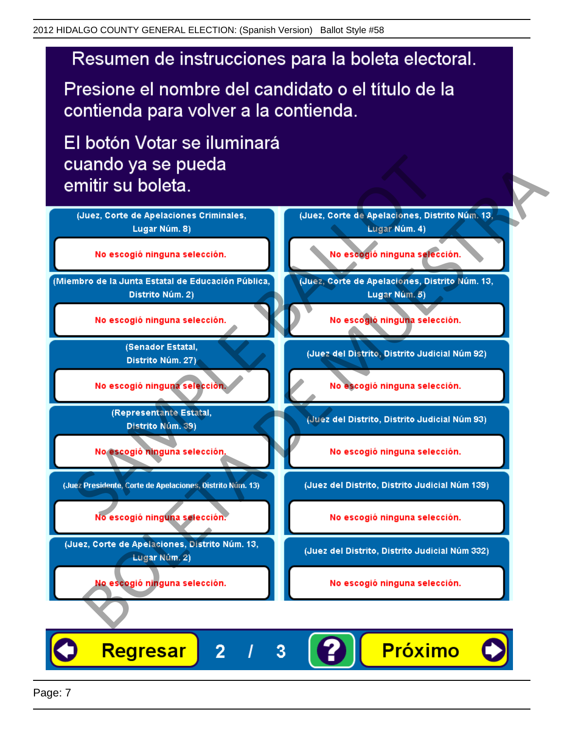# Resumen de instrucciones para la boleta electoral.

Presione el nombre del candidato o el título de la contienda para volver a la contienda.

El botón Votar se iluminará cuando ya se pueda emitir su boleta.

| Contienda | Selección |
| --- | --- |
| (Juez, Corte de Apelaciones Criminales, Lugar Núm. 8) | No escogió ninguna selección. |
| (Miembro de la Junta Estatal de Educación Pública, Distrito Núm. 2) | No escogió ninguna selección. |
| (Senador Estatal, Distrito Núm. 27) | No escogió ninguna selección. |
| (Representante Estatal, Distrito Núm. 39) | No escogió ninguna selección. |
| (Juez Presidente, Corte de Apelaciones, Distrito Núm. 13) | No escogió ninguna selección. |
| (Juez, Corte de Apelaciones, Distrito Núm. 13, Lugar Núm. 2) | No escogió ninguna selección. |
| (Juez, Corte de Apelaciones, Distrito Núm. 13, Lugar Núm. 4) | No escogió ninguna selección. |
| (Juez, Corte de Apelaciones, Distrito Núm. 13, Lugar Núm. 5) | No escogió ninguna selección. |
| (Juez del Distrito, Distrito Judicial Núm 92) | No escogió ninguna selección. |
| (Juez del Distrito, Distrito Judicial Núm 93) | No escogió ninguna selección. |
| (Juez del Distrito, Distrito Judicial Núm 139) | No escogió ninguna selección. |
| (Juez del Distrito, Distrito Judicial Núm 332) | No escogió ninguna selección. |

Regresar 2 / 3 ? Próximo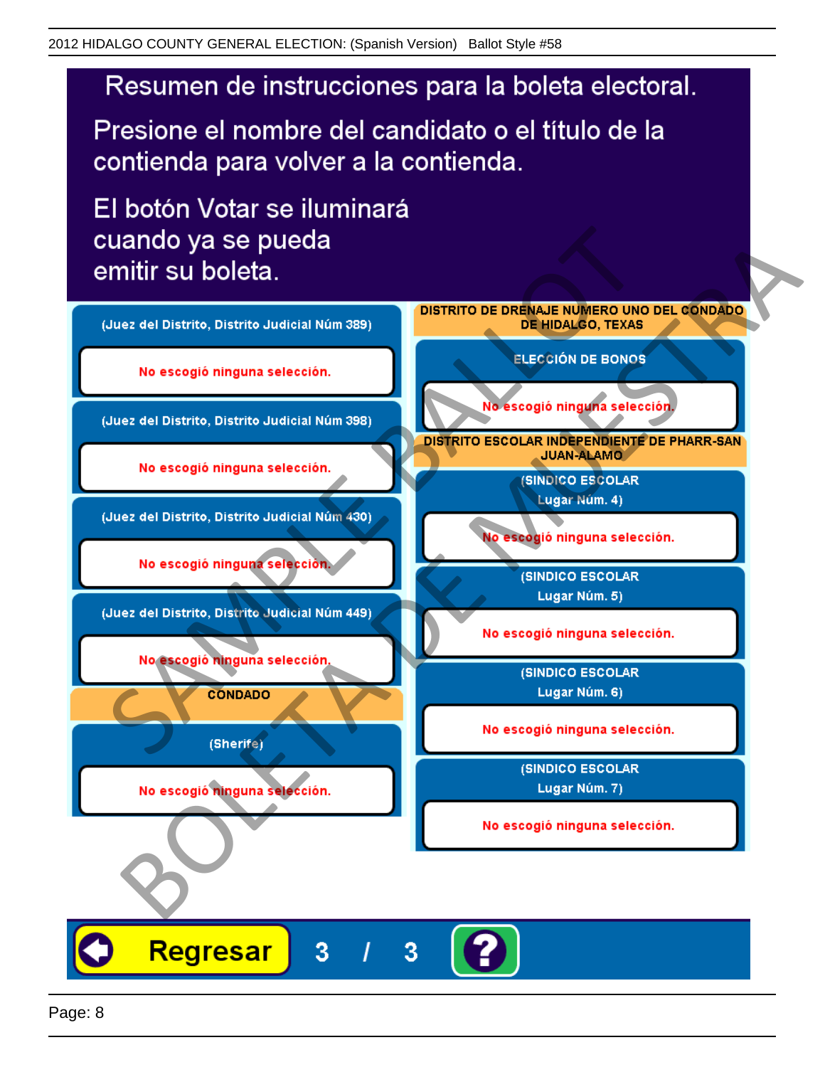Resumen de instrucciones para la boleta electoral.

Presione el nombre del candidato o el título de la contienda para volver a la contienda.

El botón Votar se iluminará cuando ya se pueda emitir su boleta.

(Juez del Distrito, Distrito Judicial Núm 389)

No escogió ninguna selección.

(Juez del Distrito, Distrito Judicial Núm 398)

No escogió ninguna selección.

(Juez del Distrito, Distrito Judicial Núm 430)

No escogió ninguna selección.

(Juez del Distrito, Distrito Judicial Núm 449)

No escogió ninguna selección.

**CONDADO**

(Sherife)

No escogió ninguna selección.

**DISTRITO DE DRENAJE NUMERO UNO DEL CONDADO DE HIDALGO, TEXAS**

ELECCIÓN DE BONOS

No escogió ninguna selección.

**DISTRITO ESCOLAR INDEPENDIENTE DE PHARR-SAN JUAN-ALAMO**

(SINDICO ESCOLAR Lugar Núm. 4)

No escogió ninguna selección.

(SINDICO ESCOLAR Lugar Núm. 5)

No escogió ninguna selección.

(SINDICO ESCOLAR Lugar Núm. 6)

No escogió ninguna selección.

(SINDICO ESCOLAR Lugar Núm. 7)

No escogió ninguna selección.

Regresar 3 / 3 ?

SAMPLE BALLOT
BOLETA DE MUESTRA